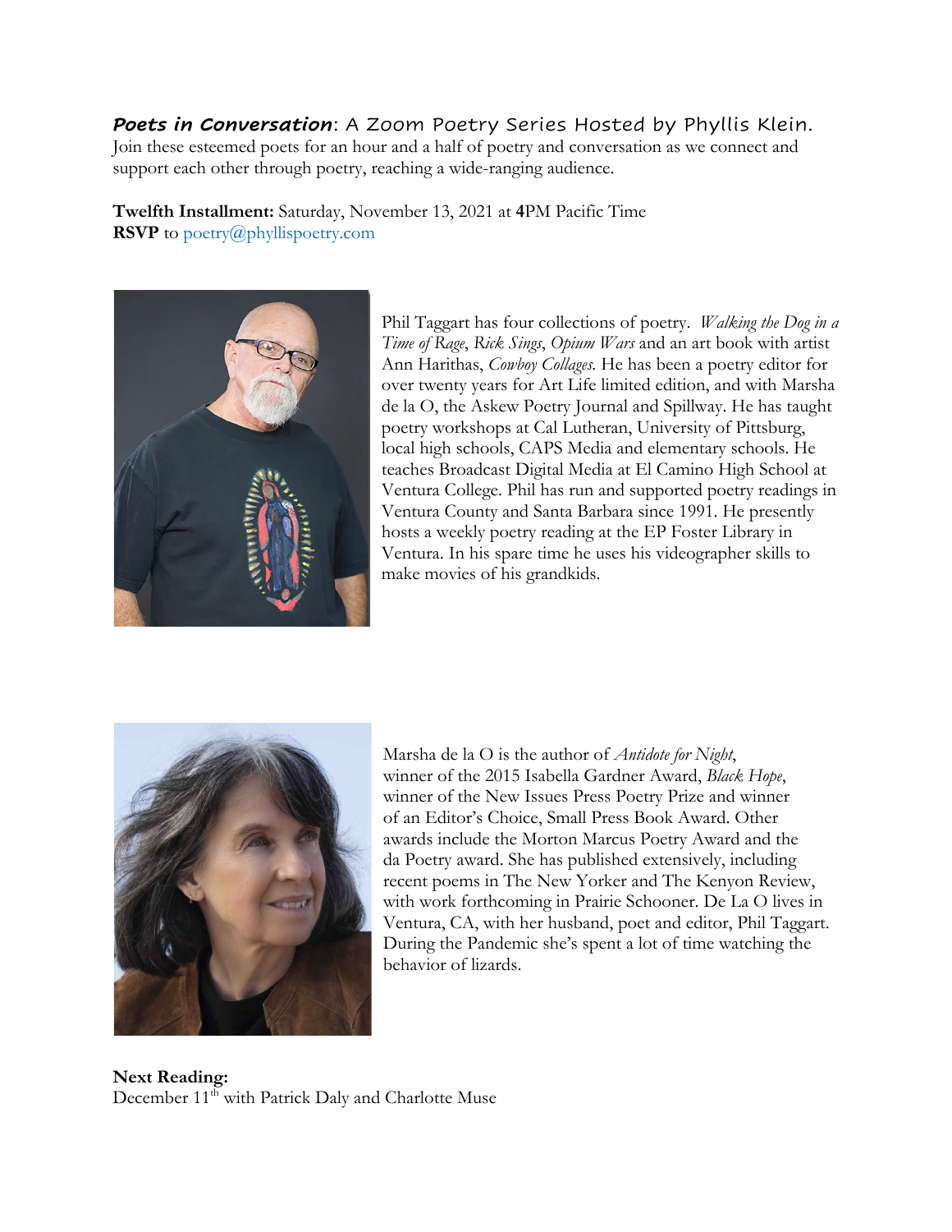***Poets in Conversation***: A Zoom Poetry Series Hosted by Phyllis Klein.

Join these esteemed poets for an hour and a half of poetry and conversation as we connect and support each other through poetry, reaching a wide-ranging audience.

**Twelfth Installment:** Saturday, November 13, 2021 at **4**PM Pacific Time
**RSVP** to poetry@phyllispoetry.com

Phil Taggart has four collections of poetry. *Walking the Dog in a Time of Rage*, *Rick Sings*, *Opium Wars* and an art book with artist Ann Harithas, *Cowboy Collages.* He has been a poetry editor for over twenty years for Art Life limited edition, and with Marsha de la O, the Askew Poetry Journal and Spillway. He has taught poetry workshops at Cal Lutheran, University of Pittsburg, local high schools, CAPS Media and elementary schools. He teaches Broadcast Digital Media at El Camino High School at Ventura College. Phil has run and supported poetry readings in Ventura County and Santa Barbara since 1991. He presently hosts a weekly poetry reading at the EP Foster Library in Ventura. In his spare time he uses his videographer skills to make movies of his grandkids.

Marsha de la O is the author of *Antidote for Night*, winner of the 2015 Isabella Gardner Award, *Black Hope*, winner of the New Issues Press Poetry Prize and winner of an Editor's Choice, Small Press Book Award. Other awards include the Morton Marcus Poetry Award and the da Poetry award. She has published extensively, including recent poems in The New Yorker and The Kenyon Review, with work forthcoming in Prairie Schooner. De La O lives in Ventura, CA, with her husband, poet and editor, Phil Taggart. During the Pandemic she's spent a lot of time watching the behavior of lizards.

**Next Reading:**
December 11th with Patrick Daly and Charlotte Muse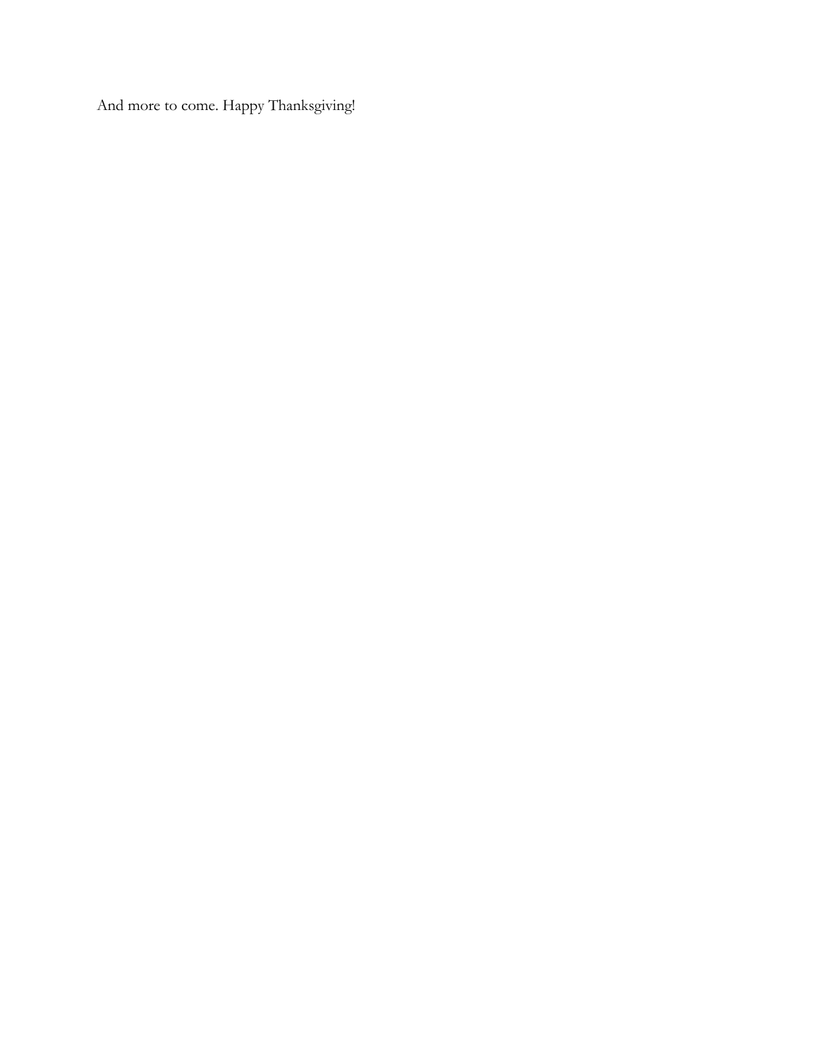And more to come. Happy Thanksgiving!